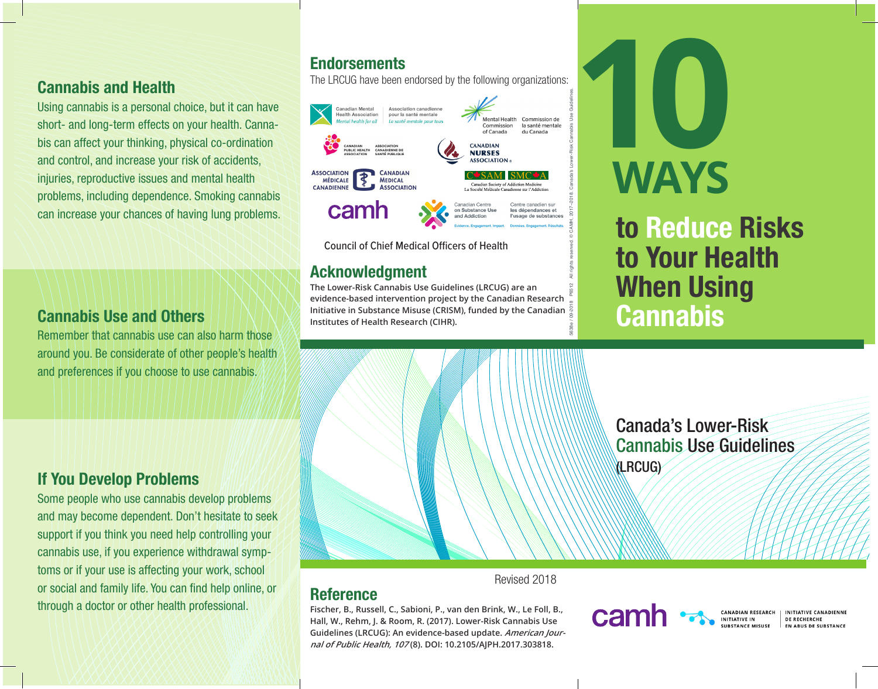## Cannabis and Health

Using cannabis is a personal choice, but it can have short- and long-term effects on your health. Cannabis can affect your thinking, physical co-ordination and control, and increase your risk of accidents, injuries, reproductive issues and mental health problems, including dependence. Smoking cannabis can increase your chances of having lung problems.

## Cannabis Use and Others

Remember that cannabis use can also harm those around you. Be considerate of other people's health and preferences if you choose to use cannabis.

## If You Develop Problems

Some people who use cannabis develop problems and may become dependent. Don't hesitate to seek support if you think you need help controlling your cannabis use, if you experience withdrawal symptoms or if your use is affecting your work, school or social and family life. You can find help online, or through a doctor or other health professional.

## Endorsements

The LRCUG have been endorsed by the following organizations:

Canadian Mental Health Association / Association canadienne pour la santé mentale — Mental health for all / La santé mentale pour tous

Mental Health Commission of Canada / Commission de la santé mentale du Canada

Canadian Public Health Association / Association canadienne de santé publique

Canadian Nurses Association

Association médicale canadienne / Canadian Medical Association

CSAM SMCA — Canadian Society of Addiction Medicine / La Société Médicale Canadienne sur l'Addiction

camh

Canadian Centre on Substance Use and Addiction / Centre canadien sur les dépendances et l'usage de substances — Evidence. Engagement. Impact. / Données. Engagement. Résultats.

Council of Chief Medical Officers of Health

## Acknowledgment

The Lower-Risk Cannabis Use Guidelines (LRCUG) are an evidence-based intervention project by the Canadian Research Initiative in Substance Misuse (CRISM), funded by the Canadian Institutes of Health Research (CIHR).

5638e / 09-2018 PB512 All rights reserved. © CAMH, 2017–2018. Canada's Lower-Risk Cannabis Use Guidelines

Revised 2018

## Reference

Fischer, B., Russell, C., Sabioni, P., van den Brink, W., Le Foll, B., Hall, W., Rehm, J. & Room, R. (2017). Lower-Risk Cannabis Use Guidelines (LRCUG): An evidence-based update. *American Journal of Public Health, 107* (8). DOI: 10.2105/AJPH.2017.303818.

# 10 WAYS to Reduce Risks to Your Health When Using Cannabis

Canada's Lower-Risk Cannabis Use Guidelines (LRCUG)

camh

Canadian Research Initiative in Substance Misuse / Initiative canadienne de recherche en abus de substance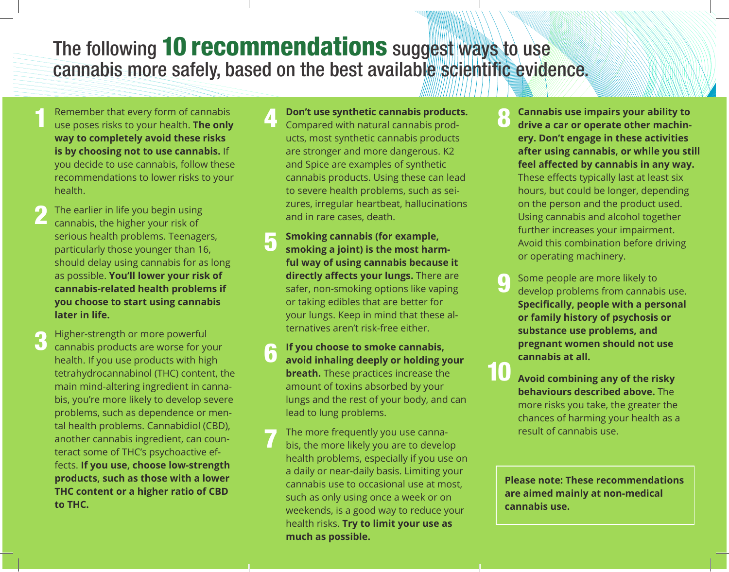# The following **10 recommendations** suggest ways to use cannabis more safely, based on the best available scientific evidence.

1. Remember that every form of cannabis use poses risks to your health. **The only way to completely avoid these risks is by choosing not to use cannabis.** If you decide to use cannabis, follow these recommendations to lower risks to your health.

2. The earlier in life you begin using cannabis, the higher your risk of serious health problems. Teenagers, particularly those younger than 16, should delay using cannabis for as long as possible. **You'll lower your risk of cannabis-related health problems if you choose to start using cannabis later in life.**

3. Higher-strength or more powerful cannabis products are worse for your health. If you use products with high tetrahydrocannabinol (THC) content, the main mind-altering ingredient in cannabis, you're more likely to develop severe problems, such as dependence or mental health problems. Cannabidiol (CBD), another cannabis ingredient, can counteract some of THC's psychoactive effects. **If you use, choose low-strength products, such as those with a lower THC content or a higher ratio of CBD to THC.**

4. **Don't use synthetic cannabis products.** Compared with natural cannabis products, most synthetic cannabis products are stronger and more dangerous. K2 and Spice are examples of synthetic cannabis products. Using these can lead to severe health problems, such as seizures, irregular heartbeat, hallucinations and in rare cases, death.

5. **Smoking cannabis (for example, smoking a joint) is the most harmful way of using cannabis because it directly affects your lungs.** There are safer, non-smoking options like vaping or taking edibles that are better for your lungs. Keep in mind that these alternatives aren't risk-free either.

6. **If you choose to smoke cannabis, avoid inhaling deeply or holding your breath.** These practices increase the amount of toxins absorbed by your lungs and the rest of your body, and can lead to lung problems.

7. The more frequently you use cannabis, the more likely you are to develop health problems, especially if you use on a daily or near-daily basis. Limiting your cannabis use to occasional use at most, such as only using once a week or on weekends, is a good way to reduce your health risks. **Try to limit your use as much as possible.**

8. **Cannabis use impairs your ability to drive a car or operate other machinery. Don't engage in these activities after using cannabis, or while you still feel affected by cannabis in any way.** These effects typically last at least six hours, but could be longer, depending on the person and the product used. Using cannabis and alcohol together further increases your impairment. Avoid this combination before driving or operating machinery.

9. Some people are more likely to develop problems from cannabis use. **Specifically, people with a personal or family history of psychosis or substance use problems, and pregnant women should not use cannabis at all.**

10. **Avoid combining any of the risky behaviours described above.** The more risks you take, the greater the chances of harming your health as a result of cannabis use.

**Please note: These recommendations are aimed mainly at non-medical cannabis use.**